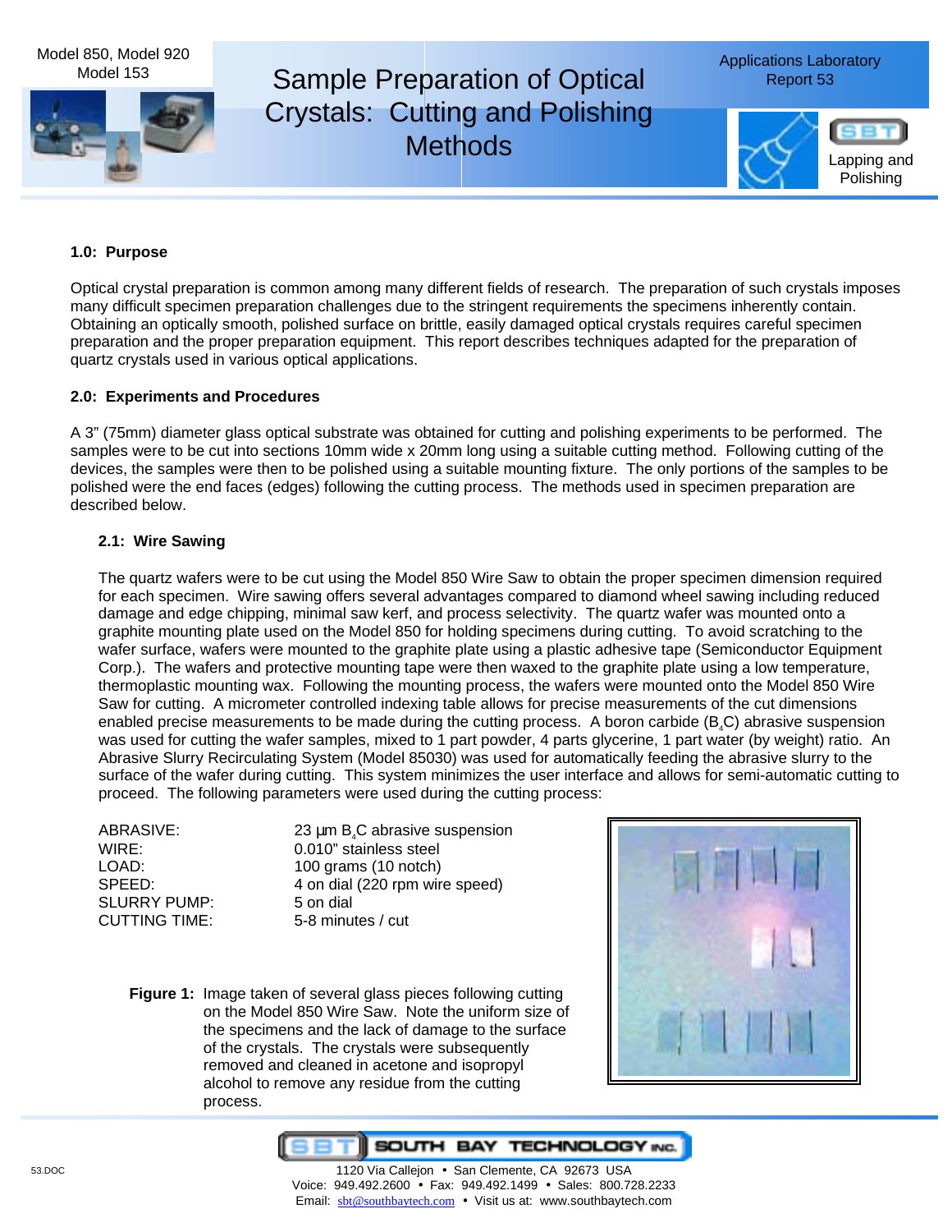Model 850, Model 920
Model 153

# Sample Preparation of Optical Crystals: Cutting and Polishing Methods

Applications Laboratory Report 53

Lapping and Polishing

## 1.0: Purpose

Optical crystal preparation is common among many different fields of research. The preparation of such crystals imposes many difficult specimen preparation challenges due to the stringent requirements the specimens inherently contain. Obtaining an optically smooth, polished surface on brittle, easily damaged optical crystals requires careful specimen preparation and the proper preparation equipment. This report describes techniques adapted for the preparation of quartz crystals used in various optical applications.

## 2.0: Experiments and Procedures

A 3" (75mm) diameter glass optical substrate was obtained for cutting and polishing experiments to be performed. The samples were to be cut into sections 10mm wide x 20mm long using a suitable cutting method. Following cutting of the devices, the samples were then to be polished using a suitable mounting fixture. The only portions of the samples to be polished were the end faces (edges) following the cutting process. The methods used in specimen preparation are described below.

### 2.1: Wire Sawing

The quartz wafers were to be cut using the Model 850 Wire Saw to obtain the proper specimen dimension required for each specimen. Wire sawing offers several advantages compared to diamond wheel sawing including reduced damage and edge chipping, minimal saw kerf, and process selectivity. The quartz wafer was mounted onto a graphite mounting plate used on the Model 850 for holding specimens during cutting. To avoid scratching to the wafer surface, wafers were mounted to the graphite plate using a plastic adhesive tape (Semiconductor Equipment Corp.). The wafers and protective mounting tape were then waxed to the graphite plate using a low temperature, thermoplastic mounting wax. Following the mounting process, the wafers were mounted onto the Model 850 Wire Saw for cutting. A micrometer controlled indexing table allows for precise measurements of the cut dimensions enabled precise measurements to be made during the cutting process. A boron carbide ($B_4C$) abrasive suspension was used for cutting the wafer samples, mixed to 1 part powder, 4 parts glycerine, 1 part water (by weight) ratio. An Abrasive Slurry Recirculating System (Model 85030) was used for automatically feeding the abrasive slurry to the surface of the wafer during cutting. This system minimizes the user interface and allows for semi-automatic cutting to proceed. The following parameters were used during the cutting process:

| | |
|---|---|
| ABRASIVE: | 23 µm $B_4C$ abrasive suspension |
| WIRE: | 0.010" stainless steel |
| LOAD: | 100 grams (10 notch) |
| SPEED: | 4 on dial (220 rpm wire speed) |
| SLURRY PUMP: | 5 on dial |
| CUTTING TIME: | 5-8 minutes / cut |

**Figure 1:** Image taken of several glass pieces following cutting on the Model 850 Wire Saw. Note the uniform size of the specimens and the lack of damage to the surface of the crystals. The crystals were subsequently removed and cleaned in acetone and isopropyl alcohol to remove any residue from the cutting process.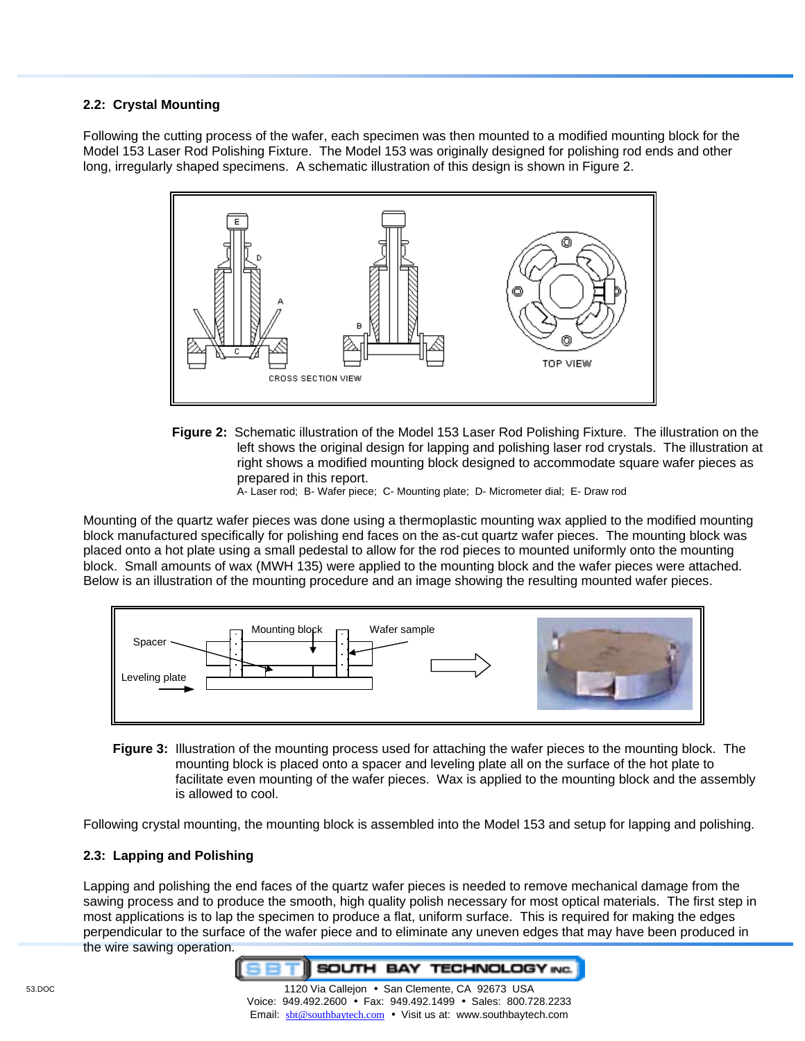## 2.2: Crystal Mounting

Following the cutting process of the wafer, each specimen was then mounted to a modified mounting block for the Model 153 Laser Rod Polishing Fixture. The Model 153 was originally designed for polishing rod ends and other long, irregularly shaped specimens. A schematic illustration of this design is shown in Figure 2.

**Figure 2:** Schematic illustration of the Model 153 Laser Rod Polishing Fixture. The illustration on the left shows the original design for lapping and polishing laser rod crystals. The illustration at right shows a modified mounting block designed to accommodate square wafer pieces as prepared in this report.
A- Laser rod; B- Wafer piece; C- Mounting plate; D- Micrometer dial; E- Draw rod

Mounting of the quartz wafer pieces was done using a thermoplastic mounting wax applied to the modified mounting block manufactured specifically for polishing end faces on the as-cut quartz wafer pieces. The mounting block was placed onto a hot plate using a small pedestal to allow for the rod pieces to mounted uniformly onto the mounting block. Small amounts of wax (MWH 135) were applied to the mounting block and the wafer pieces were attached. Below is an illustration of the mounting procedure and an image showing the resulting mounted wafer pieces.

**Figure 3:** Illustration of the mounting process used for attaching the wafer pieces to the mounting block. The mounting block is placed onto a spacer and leveling plate all on the surface of the hot plate to facilitate even mounting of the wafer pieces. Wax is applied to the mounting block and the assembly is allowed to cool.

Following crystal mounting, the mounting block is assembled into the Model 153 and setup for lapping and polishing.

## 2.3: Lapping and Polishing

Lapping and polishing the end faces of the quartz wafer pieces is needed to remove mechanical damage from the sawing process and to produce the smooth, high quality polish necessary for most optical materials. The first step in most applications is to lap the specimen to produce a flat, uniform surface. This is required for making the edges perpendicular to the surface of the wafer piece and to eliminate any uneven edges that may have been produced in the wire sawing operation.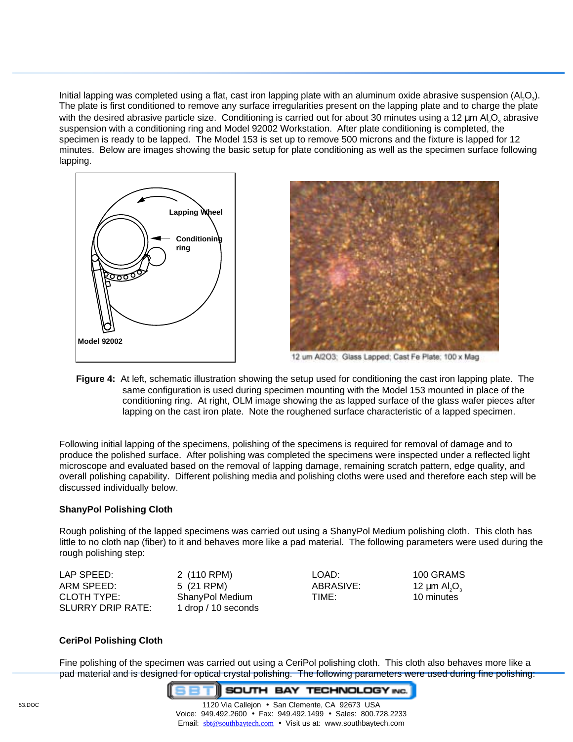Initial lapping was completed using a flat, cast iron lapping plate with an aluminum oxide abrasive suspension ($Al_2O_3$). The plate is first conditioned to remove any surface irregularities present on the lapping plate and to charge the plate with the desired abrasive particle size. Conditioning is carried out for about 30 minutes using a 12 µm $Al_2O_3$ abrasive suspension with a conditioning ring and Model 92002 Workstation. After plate conditioning is completed, the specimen is ready to be lapped. The Model 153 is set up to remove 500 microns and the fixture is lapped for 12 minutes. Below are images showing the basic setup for plate conditioning as well as the specimen surface following lapping.

Lapping Wheel

Conditioning ring

Model 92002

12 um Al2O3; Glass Lapped; Cast Fe Plate; 100 x Mag

**Figure 4:** At left, schematic illustration showing the setup used for conditioning the cast iron lapping plate. The same configuration is used during specimen mounting with the Model 153 mounted in place of the conditioning ring. At right, OLM image showing the as lapped surface of the glass wafer pieces after lapping on the cast iron plate. Note the roughened surface characteristic of a lapped specimen.

Following initial lapping of the specimens, polishing of the specimens is required for removal of damage and to produce the polished surface. After polishing was completed the specimens were inspected under a reflected light microscope and evaluated based on the removal of lapping damage, remaining scratch pattern, edge quality, and overall polishing capability. Different polishing media and polishing cloths were used and therefore each step will be discussed individually below.

### ShanyPol Polishing Cloth

Rough polishing of the lapped specimens was carried out using a ShanyPol Medium polishing cloth. This cloth has little to no cloth nap (fiber) to it and behaves more like a pad material. The following parameters were used during the rough polishing step:

| | | | |
|---|---|---|---|
| LAP SPEED: | 2 (110 RPM) | LOAD: | 100 GRAMS |
| ARM SPEED: | 5 (21 RPM) | ABRASIVE: | 12 µm $Al_2O_3$ |
| CLOTH TYPE: | ShanyPol Medium | TIME: | 10 minutes |
| SLURRY DRIP RATE: | 1 drop / 10 seconds | | |

### CeriPol Polishing Cloth

Fine polishing of the specimen was carried out using a CeriPol polishing cloth. This cloth also behaves more like a pad material and is designed for optical crystal polishing. The following parameters were used during fine polishing: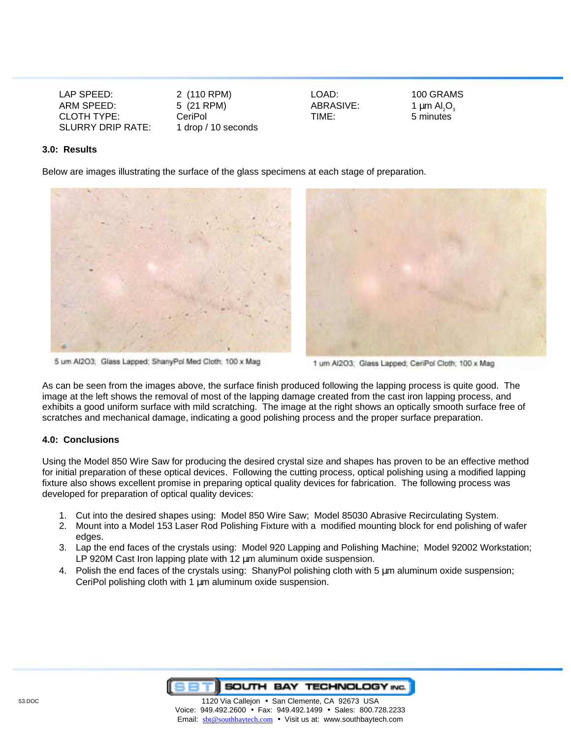| | | | |
|---|---|---|---|
| LAP SPEED: | 2 (110 RPM) | LOAD: | 100 GRAMS |
| ARM SPEED: | 5 (21 RPM) | ABRASIVE: | 1 µm $Al_2O_3$ |
| CLOTH TYPE: | CeriPol | TIME: | 5 minutes |
| SLURRY DRIP RATE: | 1 drop / 10 seconds | | |

**3.0: Results**

Below are images illustrating the surface of the glass specimens at each stage of preparation.

5 um Al2O3; Glass Lapped; ShanyPol Med Cloth; 100 x Mag

1 um Al2O3; Glass Lapped; CeriPol Cloth; 100 x Mag

As can be seen from the images above, the surface finish produced following the lapping process is quite good. The image at the left shows the removal of most of the lapping damage created from the cast iron lapping process, and exhibits a good uniform surface with mild scratching. The image at the right shows an optically smooth surface free of scratches and mechanical damage, indicating a good polishing process and the proper surface preparation.

**4.0: Conclusions**

Using the Model 850 Wire Saw for producing the desired crystal size and shapes has proven to be an effective method for initial preparation of these optical devices. Following the cutting process, optical polishing using a modified lapping fixture also shows excellent promise in preparing optical quality devices for fabrication. The following process was developed for preparation of optical quality devices:

1. Cut into the desired shapes using: Model 850 Wire Saw; Model 85030 Abrasive Recirculating System.
2. Mount into a Model 153 Laser Rod Polishing Fixture with a modified mounting block for end polishing of wafer edges.
3. Lap the end faces of the crystals using: Model 920 Lapping and Polishing Machine; Model 92002 Workstation; LP 920M Cast Iron lapping plate with 12 µm aluminum oxide suspension.
4. Polish the end faces of the crystals using: ShanyPol polishing cloth with 5 µm aluminum oxide suspension; CeriPol polishing cloth with 1 µm aluminum oxide suspension.